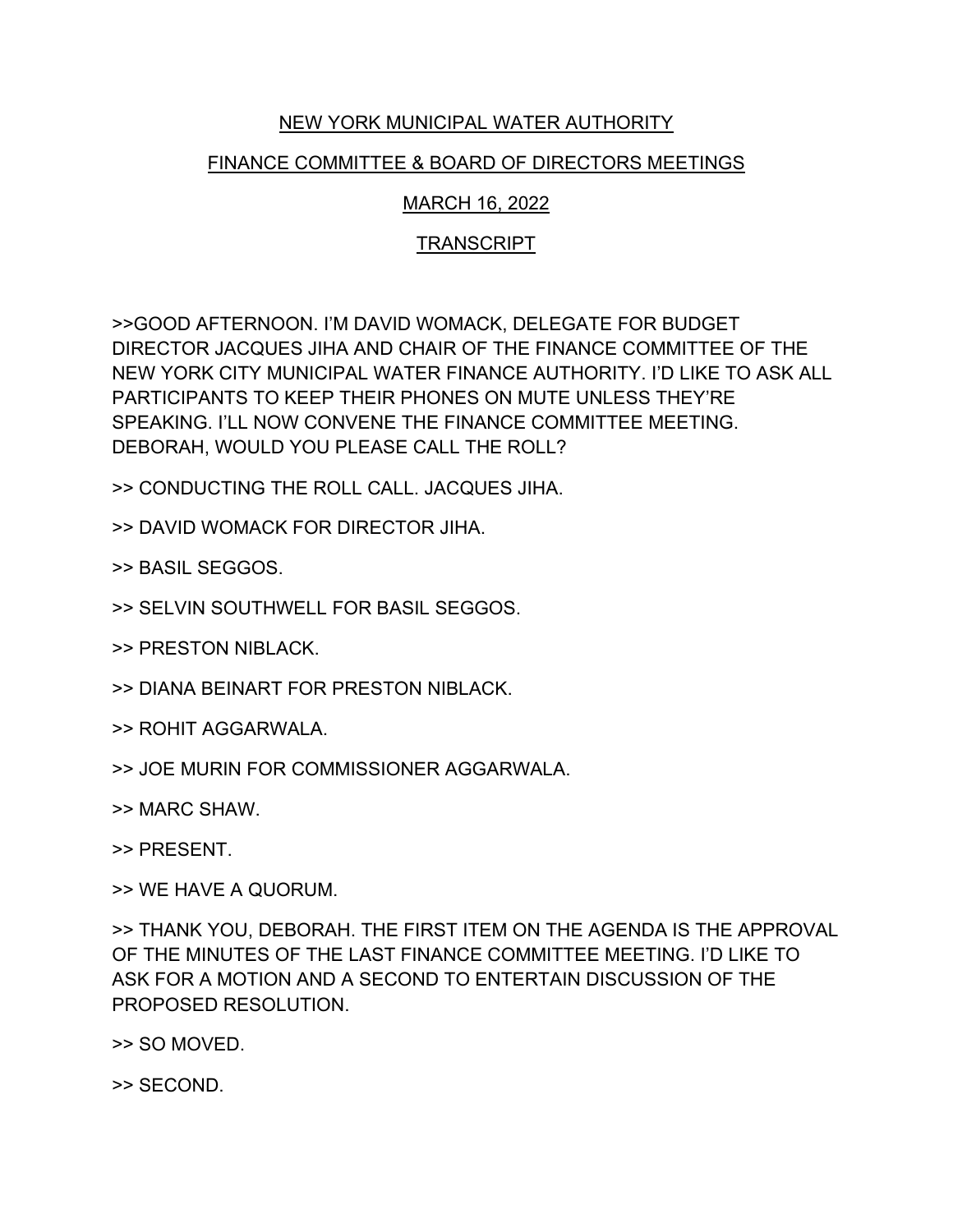# NEW YORK MUNICIPAL WATER AUTHORITY

## FINANCE COMMITTEE & BOARD OF DIRECTORS MEETINGS

## MARCH 16, 2022

## TRANSCRIPT

>>GOOD AFTERNOON. I'M DAVID WOMACK, DELEGATE FOR BUDGET DIRECTOR JACQUES JIHA AND CHAIR OF THE FINANCE COMMITTEE OF THE NEW YORK CITY MUNICIPAL WATER FINANCE AUTHORITY. I'D LIKE TO ASK ALL PARTICIPANTS TO KEEP THEIR PHONES ON MUTE UNLESS THEY'RE SPEAKING. I'LL NOW CONVENE THE FINANCE COMMITTEE MEETING. DEBORAH, WOULD YOU PLEASE CALL THE ROLL?

>> CONDUCTING THE ROLL CALL. JACQUES JIHA.

>> DAVID WOMACK FOR DIRECTOR JIHA.

>> BASIL SEGGOS.

>> SELVIN SOUTHWELL FOR BASIL SEGGOS.

>> PRESTON NIBLACK.

>> DIANA BEINART FOR PRESTON NIBLACK.

>> ROHIT AGGARWALA.

>> JOE MURIN FOR COMMISSIONER AGGARWALA.

>> MARC SHAW.

>> PRESENT.

>> WE HAVE A QUORUM.

>> THANK YOU, DEBORAH. THE FIRST ITEM ON THE AGENDA IS THE APPROVAL OF THE MINUTES OF THE LAST FINANCE COMMITTEE MEETING. I'D LIKE TO ASK FOR A MOTION AND A SECOND TO ENTERTAIN DISCUSSION OF THE PROPOSED RESOLUTION.

>> SO MOVED.

>> SECOND.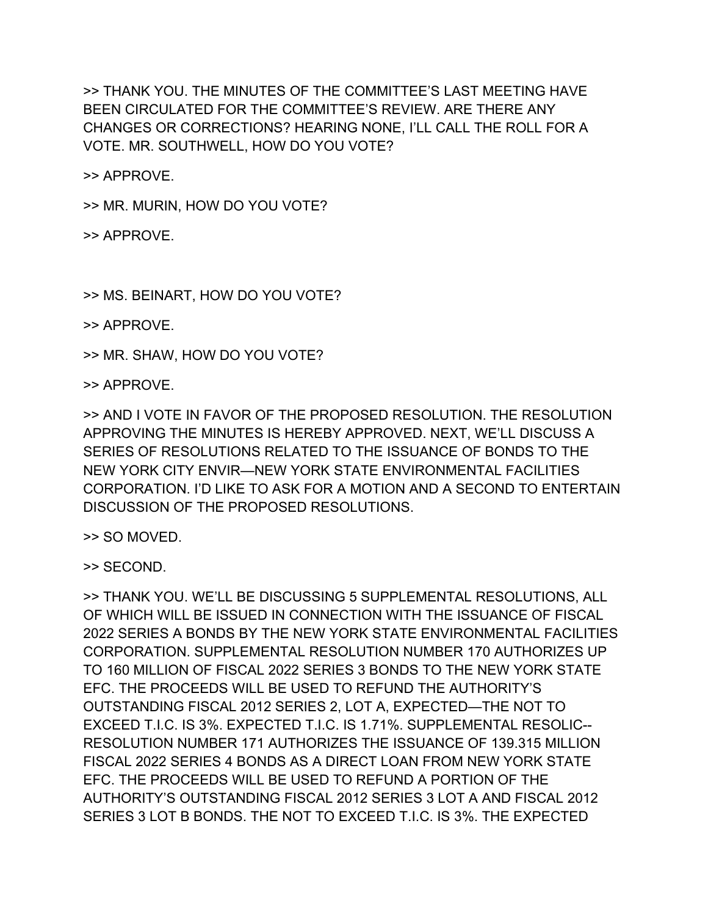>> THANK YOU. THE MINUTES OF THE COMMITTEE'S LAST MEETING HAVE BEEN CIRCULATED FOR THE COMMITTEE'S REVIEW. ARE THERE ANY CHANGES OR CORRECTIONS? HEARING NONE, I'LL CALL THE ROLL FOR A VOTE. MR. SOUTHWELL, HOW DO YOU VOTE?

>> APPROVE.

>> MR. MURIN, HOW DO YOU VOTE?

>> APPROVE.

>> MS. BEINART, HOW DO YOU VOTE?

>> APPROVE.

>> MR. SHAW, HOW DO YOU VOTE?

>> APPROVE.

>> AND I VOTE IN FAVOR OF THE PROPOSED RESOLUTION. THE RESOLUTION APPROVING THE MINUTES IS HEREBY APPROVED. NEXT, WE'LL DISCUSS A SERIES OF RESOLUTIONS RELATED TO THE ISSUANCE OF BONDS TO THE NEW YORK CITY ENVIR—NEW YORK STATE ENVIRONMENTAL FACILITIES CORPORATION. I'D LIKE TO ASK FOR A MOTION AND A SECOND TO ENTERTAIN DISCUSSION OF THE PROPOSED RESOLUTIONS.

>> SO MOVED.

>> SECOND.

>> THANK YOU. WE'LL BE DISCUSSING 5 SUPPLEMENTAL RESOLUTIONS, ALL OF WHICH WILL BE ISSUED IN CONNECTION WITH THE ISSUANCE OF FISCAL 2022 SERIES A BONDS BY THE NEW YORK STATE ENVIRONMENTAL FACILITIES CORPORATION. SUPPLEMENTAL RESOLUTION NUMBER 170 AUTHORIZES UP TO 160 MILLION OF FISCAL 2022 SERIES 3 BONDS TO THE NEW YORK STATE EFC. THE PROCEEDS WILL BE USED TO REFUND THE AUTHORITY'S OUTSTANDING FISCAL 2012 SERIES 2, LOT A, EXPECTED—THE NOT TO EXCEED T.I.C. IS 3%. EXPECTED T.I.C. IS 1.71%. SUPPLEMENTAL RESOLIC-- RESOLUTION NUMBER 171 AUTHORIZES THE ISSUANCE OF 139.315 MILLION FISCAL 2022 SERIES 4 BONDS AS A DIRECT LOAN FROM NEW YORK STATE EFC. THE PROCEEDS WILL BE USED TO REFUND A PORTION OF THE AUTHORITY'S OUTSTANDING FISCAL 2012 SERIES 3 LOT A AND FISCAL 2012 SERIES 3 LOT B BONDS. THE NOT TO EXCEED T.I.C. IS 3%. THE EXPECTED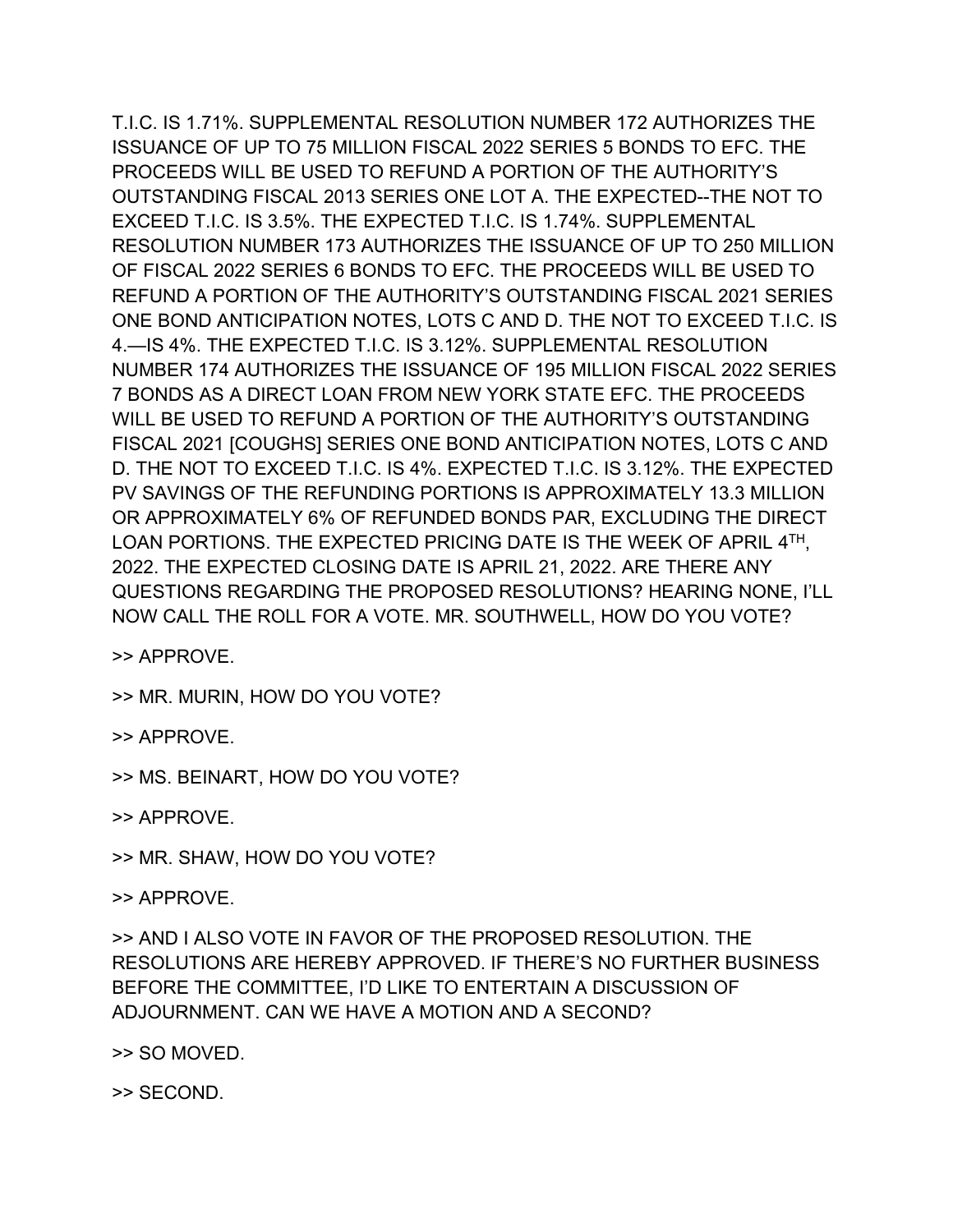T.I.C. IS 1.71%. SUPPLEMENTAL RESOLUTION NUMBER 172 AUTHORIZES THE ISSUANCE OF UP TO 75 MILLION FISCAL 2022 SERIES 5 BONDS TO EFC. THE PROCEEDS WILL BE USED TO REFUND A PORTION OF THE AUTHORITY'S OUTSTANDING FISCAL 2013 SERIES ONE LOT A. THE EXPECTED--THE NOT TO EXCEED T.I.C. IS 3.5%. THE EXPECTED T.I.C. IS 1.74%. SUPPLEMENTAL RESOLUTION NUMBER 173 AUTHORIZES THE ISSUANCE OF UP TO 250 MILLION OF FISCAL 2022 SERIES 6 BONDS TO EFC. THE PROCEEDS WILL BE USED TO REFUND A PORTION OF THE AUTHORITY'S OUTSTANDING FISCAL 2021 SERIES ONE BOND ANTICIPATION NOTES, LOTS C AND D. THE NOT TO EXCEED T.I.C. IS 4.—IS 4%. THE EXPECTED T.I.C. IS 3.12%. SUPPLEMENTAL RESOLUTION NUMBER 174 AUTHORIZES THE ISSUANCE OF 195 MILLION FISCAL 2022 SERIES 7 BONDS AS A DIRECT LOAN FROM NEW YORK STATE EFC. THE PROCEEDS WILL BE USED TO REFUND A PORTION OF THE AUTHORITY'S OUTSTANDING FISCAL 2021 [COUGHS] SERIES ONE BOND ANTICIPATION NOTES, LOTS C AND D. THE NOT TO EXCEED T.I.C. IS 4%. EXPECTED T.I.C. IS 3.12%. THE EXPECTED PV SAVINGS OF THE REFUNDING PORTIONS IS APPROXIMATELY 13.3 MILLION OR APPROXIMATELY 6% OF REFUNDED BONDS PAR, EXCLUDING THE DIRECT LOAN PORTIONS. THE EXPECTED PRICING DATE IS THE WEEK OF APRIL 4TH, 2022. THE EXPECTED CLOSING DATE IS APRIL 21, 2022. ARE THERE ANY QUESTIONS REGARDING THE PROPOSED RESOLUTIONS? HEARING NONE, I'LL NOW CALL THE ROLL FOR A VOTE. MR. SOUTHWELL, HOW DO YOU VOTE?

>> APPROVE.

>> MR. MURIN, HOW DO YOU VOTE?

>> APPROVE.

>> MS. BEINART, HOW DO YOU VOTE?

>> APPROVE.

>> MR. SHAW, HOW DO YOU VOTE?

>> APPROVE.

>> AND I ALSO VOTE IN FAVOR OF THE PROPOSED RESOLUTION. THE RESOLUTIONS ARE HEREBY APPROVED. IF THERE'S NO FURTHER BUSINESS BEFORE THE COMMITTEE, I'D LIKE TO ENTERTAIN A DISCUSSION OF ADJOURNMENT. CAN WE HAVE A MOTION AND A SECOND?

>> SO MOVED.

>> SECOND.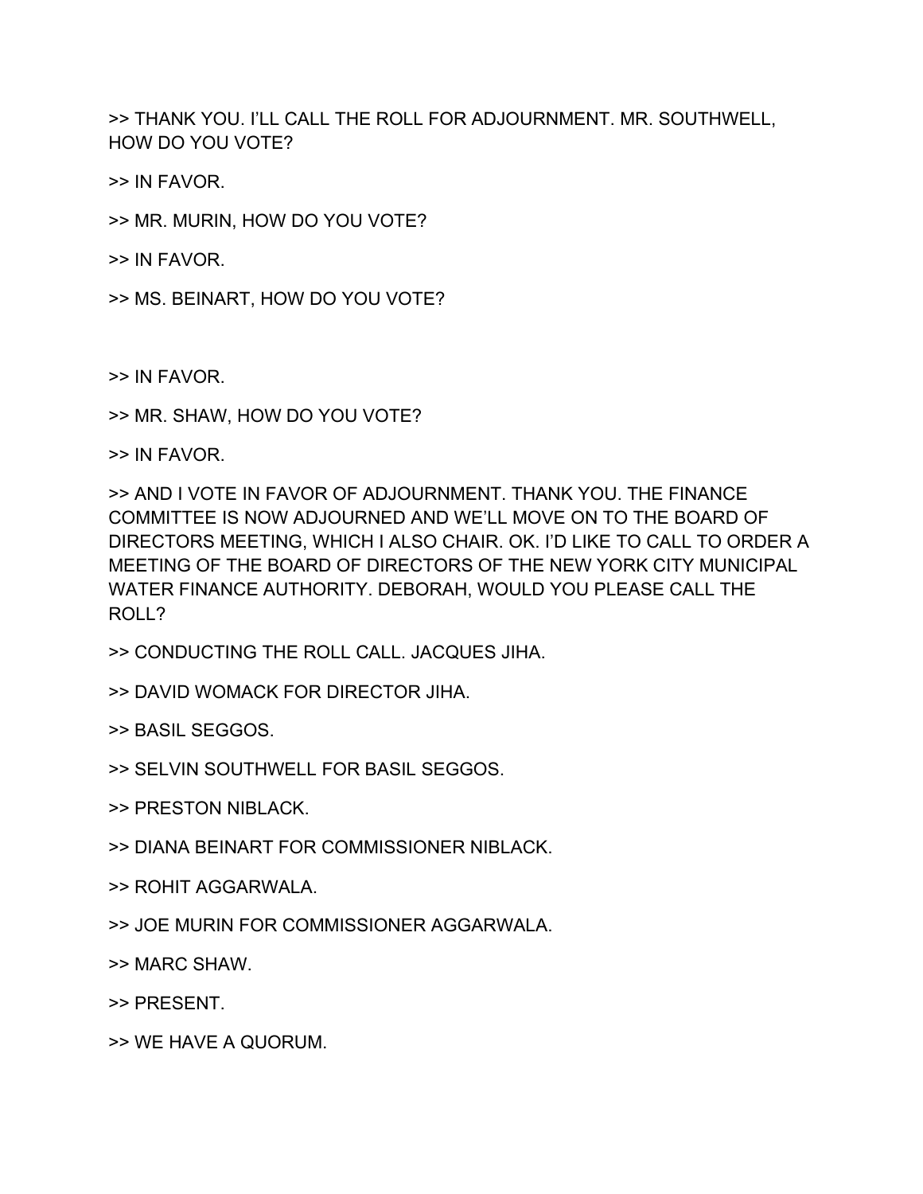>> THANK YOU. I'LL CALL THE ROLL FOR ADJOURNMENT. MR. SOUTHWELL, HOW DO YOU VOTE?

>> IN FAVOR.

>> MR. MURIN, HOW DO YOU VOTE?

>> IN FAVOR.

>> MS. BEINART, HOW DO YOU VOTE?

>> IN FAVOR.

>> MR. SHAW, HOW DO YOU VOTE?

>> IN FAVOR.

>> AND I VOTE IN FAVOR OF ADJOURNMENT. THANK YOU. THE FINANCE COMMITTEE IS NOW ADJOURNED AND WE'LL MOVE ON TO THE BOARD OF DIRECTORS MEETING, WHICH I ALSO CHAIR. OK. I'D LIKE TO CALL TO ORDER A MEETING OF THE BOARD OF DIRECTORS OF THE NEW YORK CITY MUNICIPAL WATER FINANCE AUTHORITY. DEBORAH, WOULD YOU PLEASE CALL THE ROLL?

>> CONDUCTING THE ROLL CALL. JACQUES JIHA.

>> DAVID WOMACK FOR DIRECTOR JIHA.

>> BASIL SEGGOS.

>> SELVIN SOUTHWELL FOR BASIL SEGGOS.

>> PRESTON NIBLACK.

>> DIANA BEINART FOR COMMISSIONER NIBLACK.

>> ROHIT AGGARWALA.

>> JOE MURIN FOR COMMISSIONER AGGARWALA.

>> MARC SHAW.

>> PRESENT.

>> WE HAVE A QUORUM.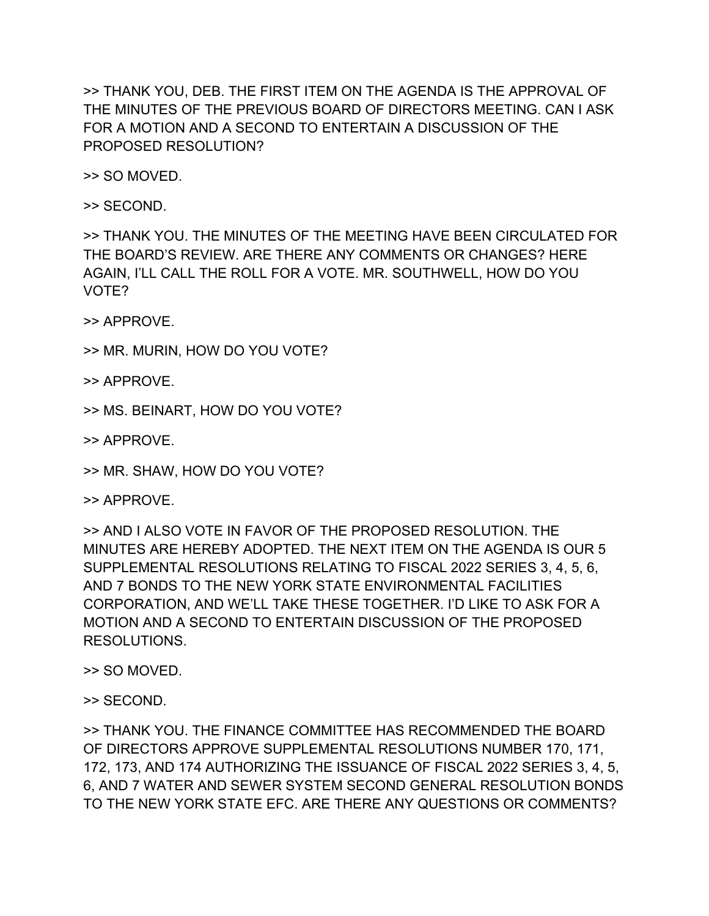>> THANK YOU, DEB. THE FIRST ITEM ON THE AGENDA IS THE APPROVAL OF THE MINUTES OF THE PREVIOUS BOARD OF DIRECTORS MEETING. CAN I ASK FOR A MOTION AND A SECOND TO ENTERTAIN A DISCUSSION OF THE PROPOSED RESOLUTION?

>> SO MOVED.

>> SECOND.

>> THANK YOU. THE MINUTES OF THE MEETING HAVE BEEN CIRCULATED FOR THE BOARD'S REVIEW. ARE THERE ANY COMMENTS OR CHANGES? HERE AGAIN, I'LL CALL THE ROLL FOR A VOTE. MR. SOUTHWELL, HOW DO YOU VOTE?

>> APPROVE.

>> MR. MURIN, HOW DO YOU VOTE?

>> APPROVE.

>> MS. BEINART, HOW DO YOU VOTE?

>> APPROVE.

>> MR. SHAW, HOW DO YOU VOTE?

>> APPROVE.

>> AND I ALSO VOTE IN FAVOR OF THE PROPOSED RESOLUTION. THE MINUTES ARE HEREBY ADOPTED. THE NEXT ITEM ON THE AGENDA IS OUR 5 SUPPLEMENTAL RESOLUTIONS RELATING TO FISCAL 2022 SERIES 3, 4, 5, 6, AND 7 BONDS TO THE NEW YORK STATE ENVIRONMENTAL FACILITIES CORPORATION, AND WE'LL TAKE THESE TOGETHER. I'D LIKE TO ASK FOR A MOTION AND A SECOND TO ENTERTAIN DISCUSSION OF THE PROPOSED RESOLUTIONS.

>> SO MOVED.

>> SECOND.

>> THANK YOU. THE FINANCE COMMITTEE HAS RECOMMENDED THE BOARD OF DIRECTORS APPROVE SUPPLEMENTAL RESOLUTIONS NUMBER 170, 171, 172, 173, AND 174 AUTHORIZING THE ISSUANCE OF FISCAL 2022 SERIES 3, 4, 5, 6, AND 7 WATER AND SEWER SYSTEM SECOND GENERAL RESOLUTION BONDS TO THE NEW YORK STATE EFC. ARE THERE ANY QUESTIONS OR COMMENTS?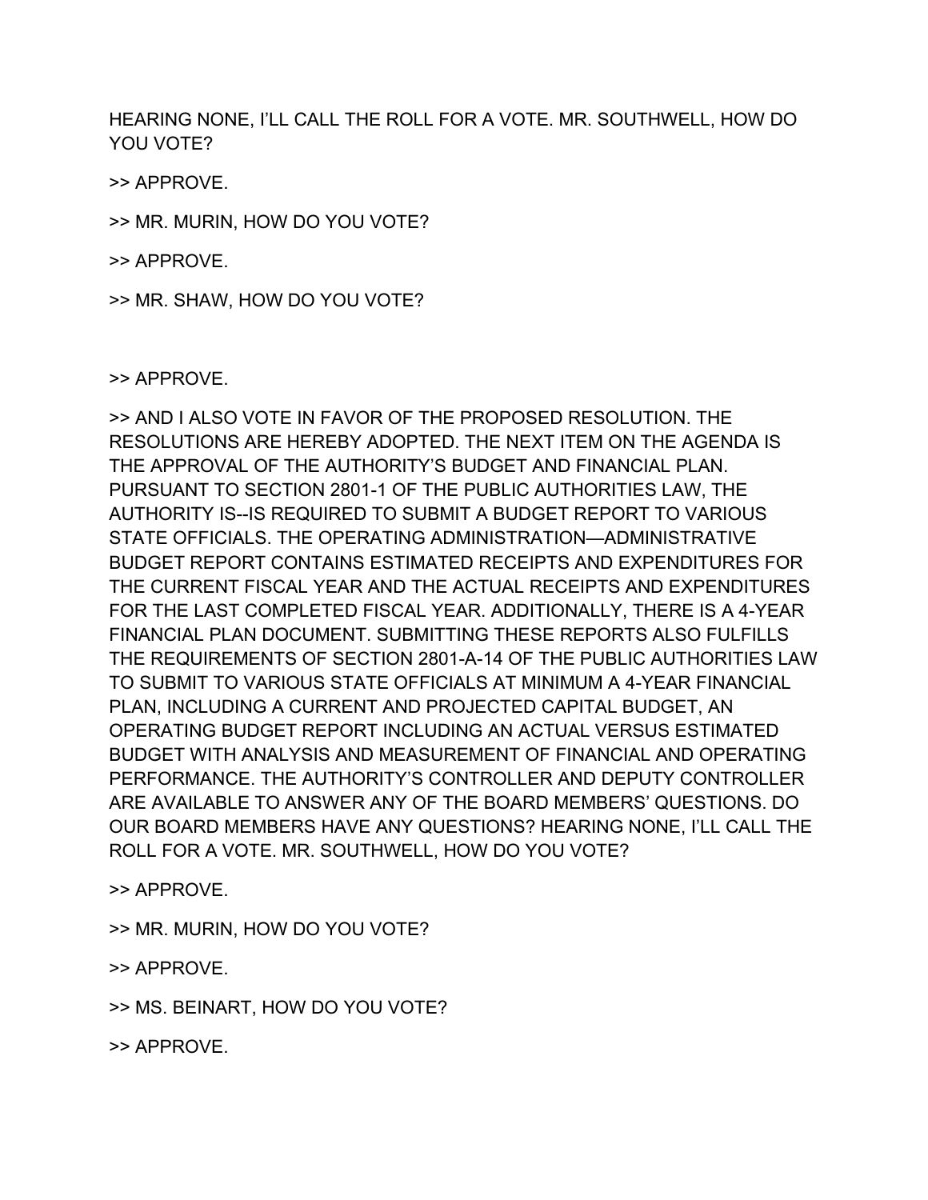HEARING NONE, I'LL CALL THE ROLL FOR A VOTE. MR. SOUTHWELL, HOW DO YOU VOTE?

>> APPROVE.

>> MR. MURIN, HOW DO YOU VOTE?

>> APPROVE.

>> MR. SHAW, HOW DO YOU VOTE?

>> APPROVE.

>> AND I ALSO VOTE IN FAVOR OF THE PROPOSED RESOLUTION. THE RESOLUTIONS ARE HEREBY ADOPTED. THE NEXT ITEM ON THE AGENDA IS THE APPROVAL OF THE AUTHORITY'S BUDGET AND FINANCIAL PLAN. PURSUANT TO SECTION 2801-1 OF THE PUBLIC AUTHORITIES LAW, THE AUTHORITY IS--IS REQUIRED TO SUBMIT A BUDGET REPORT TO VARIOUS STATE OFFICIALS. THE OPERATING ADMINISTRATION—ADMINISTRATIVE BUDGET REPORT CONTAINS ESTIMATED RECEIPTS AND EXPENDITURES FOR THE CURRENT FISCAL YEAR AND THE ACTUAL RECEIPTS AND EXPENDITURES FOR THE LAST COMPLETED FISCAL YEAR. ADDITIONALLY, THERE IS A 4-YEAR FINANCIAL PLAN DOCUMENT. SUBMITTING THESE REPORTS ALSO FULFILLS THE REQUIREMENTS OF SECTION 2801-A-14 OF THE PUBLIC AUTHORITIES LAW TO SUBMIT TO VARIOUS STATE OFFICIALS AT MINIMUM A 4-YEAR FINANCIAL PLAN, INCLUDING A CURRENT AND PROJECTED CAPITAL BUDGET, AN OPERATING BUDGET REPORT INCLUDING AN ACTUAL VERSUS ESTIMATED BUDGET WITH ANALYSIS AND MEASUREMENT OF FINANCIAL AND OPERATING PERFORMANCE. THE AUTHORITY'S CONTROLLER AND DEPUTY CONTROLLER ARE AVAILABLE TO ANSWER ANY OF THE BOARD MEMBERS' QUESTIONS. DO OUR BOARD MEMBERS HAVE ANY QUESTIONS? HEARING NONE, I'LL CALL THE ROLL FOR A VOTE. MR. SOUTHWELL, HOW DO YOU VOTE?

>> APPROVE.

>> MR. MURIN, HOW DO YOU VOTE?

>> APPROVE.

>> MS. BEINART, HOW DO YOU VOTE?

>> APPROVE.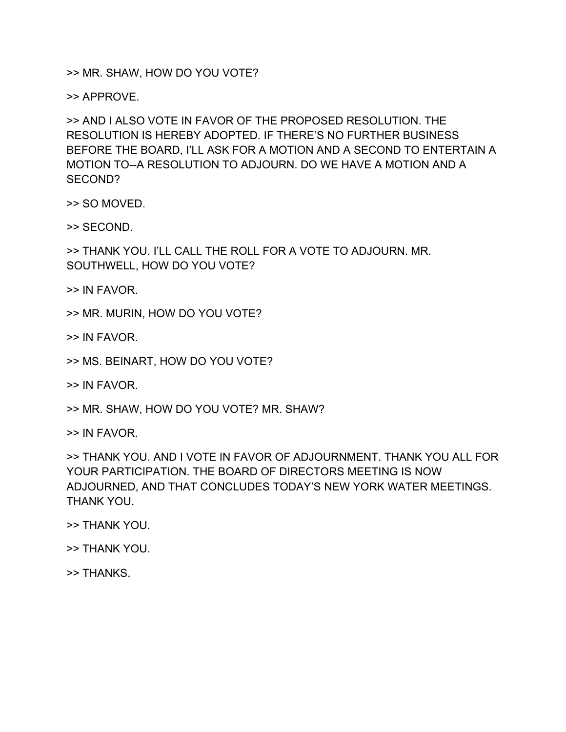>> MR. SHAW, HOW DO YOU VOTE?

>> APPROVE.

>> AND I ALSO VOTE IN FAVOR OF THE PROPOSED RESOLUTION. THE RESOLUTION IS HEREBY ADOPTED. IF THERE'S NO FURTHER BUSINESS BEFORE THE BOARD, I'LL ASK FOR A MOTION AND A SECOND TO ENTERTAIN A MOTION TO--A RESOLUTION TO ADJOURN. DO WE HAVE A MOTION AND A SECOND?

>> SO MOVED.

>> SECOND.

>> THANK YOU. I'LL CALL THE ROLL FOR A VOTE TO ADJOURN. MR. SOUTHWELL, HOW DO YOU VOTE?

>> IN FAVOR.

>> MR. MURIN, HOW DO YOU VOTE?

>> IN FAVOR.

>> MS. BEINART, HOW DO YOU VOTE?

>> IN FAVOR.

>> MR. SHAW, HOW DO YOU VOTE? MR. SHAW?

>> IN FAVOR.

>> THANK YOU. AND I VOTE IN FAVOR OF ADJOURNMENT. THANK YOU ALL FOR YOUR PARTICIPATION. THE BOARD OF DIRECTORS MEETING IS NOW ADJOURNED, AND THAT CONCLUDES TODAY'S NEW YORK WATER MEETINGS. THANK YOU.

>> THANK YOU.

>> THANK YOU.

>> THANKS.